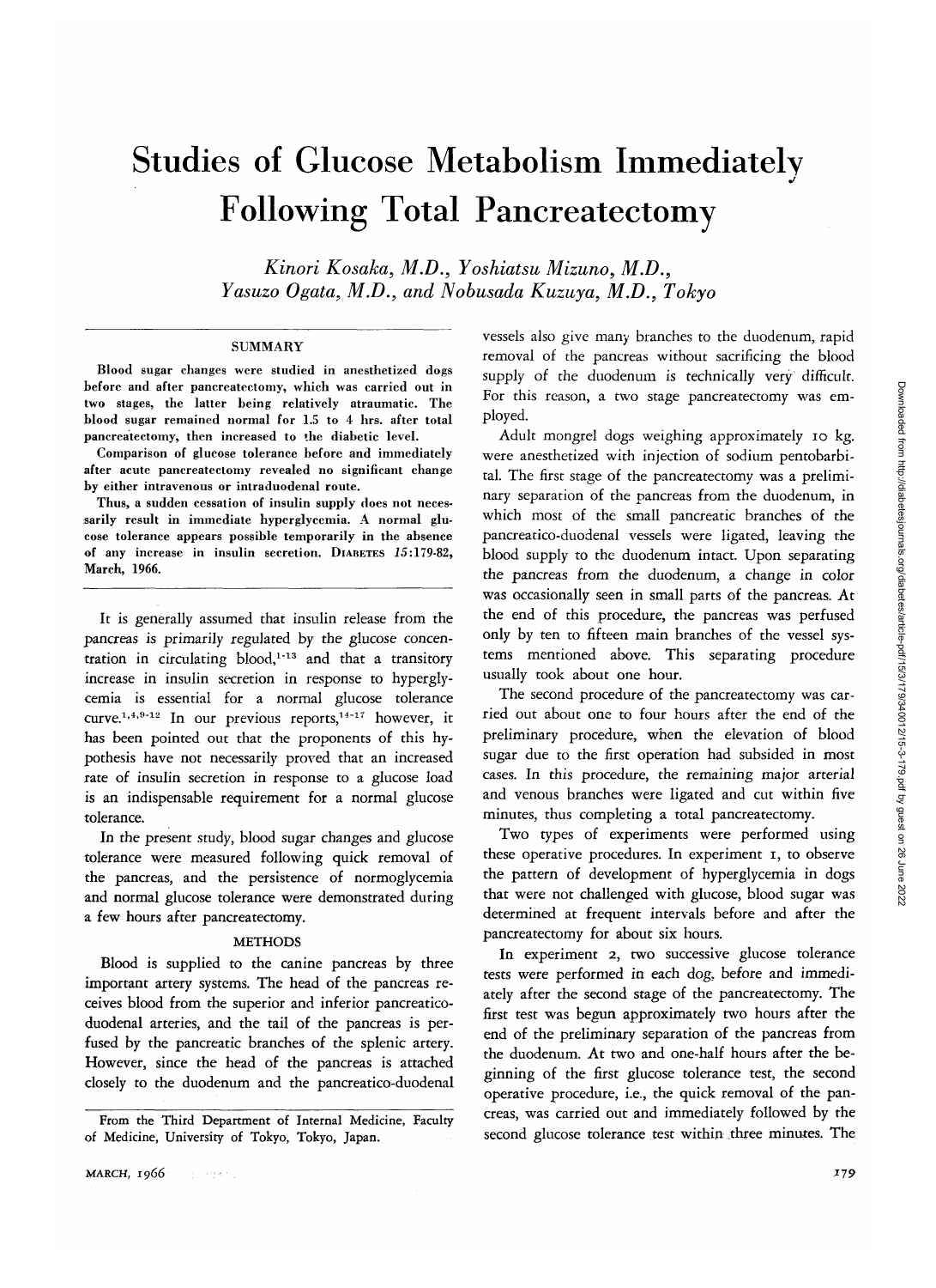# Studies of Glucose Metabolism Immediately Following Total Pancreatectomy

*Kinori Kosaka, M.D., Yoshiatsu Mizuno, M.D., Yasuzo Ogata, M.D., and Nobusada Kuzuya, M.D., Tokyo*

## SUMMARY

Blood sugar changes were studied in anesthetized dogs before and after pancreatectomy, which was carried out in two stages, the latter being relatively atraumatic. The blood sugar remained normal for 1.5 to 4 hrs. after total pancreatectomy, then increased to the diabetic level.

Comparison of glucose tolerance before and immediately after acute pancreatectomy revealed no significant change by either intravenous or intraduodenal route.

Thus, a sudden cessation of insulin supply does not necessarily result in immediate hyperglycemia. A normal glucose tolerance appears possible temporarily in the absence of any increase in insulin secretion. DIABETES 15:179-82, March, 1966.

It is generally assumed that insulin release from the pancreas is primarily regulated by the glucose concentration in circulating blood,[1-13] and that a transitory increase in insulin secretion in response to hyperglycemia is essential for a normal glucose tolerance curve.[1,4,9-12] In our previous reports,[14-17] however, it has been pointed out that the proponents of this hypothesis have not necessarily proved that an increased rate of insulin secretion in response to a glucose load is an indispensable requirement for a normal glucose tolerance.

In the present study, blood sugar changes and glucose tolerance were measured following quick removal of the pancreas, and the persistence of normoglycemia and normal glucose tolerance were demonstrated during a few hours after pancreatectomy.

## METHODS

Blood is supplied to the canine pancreas by three important artery systems. The head of the pancreas receives blood from the superior and inferior pancreatico-duodenal arteries, and the tail of the pancreas is perfused by the pancreatic branches of the splenic artery. However, since the head of the pancreas is attached closely to the duodenum and the pancreatico-duodenal vessels also give many branches to the duodenum, rapid removal of the pancreas without sacrificing the blood supply of the duodenum is technically very difficult. For this reason, a two stage pancreatectomy was employed.

Adult mongrel dogs weighing approximately 10 kg. were anesthetized with injection of sodium pentobarbital. The first stage of the pancreatectomy was a preliminary separation of the pancreas from the duodenum, in which most of the small pancreatic branches of the pancreatico-duodenal vessels were ligated, leaving the blood supply to the duodenum intact. Upon separating the pancreas from the duodenum, a change in color was occasionally seen in small parts of the pancreas. At the end of this procedure, the pancreas was perfused only by ten to fifteen main branches of the vessel systems mentioned above. This separating procedure usually took about one hour.

The second procedure of the pancreatectomy was carried out about one to four hours after the end of the preliminary procedure, when the elevation of blood sugar due to the first operation had subsided in most cases. In this procedure, the remaining major arterial and venous branches were ligated and cut within five minutes, thus completing a total pancreatectomy.

Two types of experiments were performed using these operative procedures. In experiment 1, to observe the pattern of development of hyperglycemia in dogs that were not challenged with glucose, blood sugar was determined at frequent intervals before and after the pancreatectomy for about six hours.

In experiment 2, two successive glucose tolerance tests were performed in each dog, before and immediately after the second stage of the pancreatectomy. The first test was begun approximately two hours after the end of the preliminary separation of the pancreas from the duodenum. At two and one-half hours after the beginning of the first glucose tolerance test, the second operative procedure, i.e., the quick removal of the pancreas, was carried out and immediately followed by the second glucose tolerance test within three minutes. The

From the Third Department of Internal Medicine, Faculty of Medicine, University of Tokyo, Tokyo, Japan.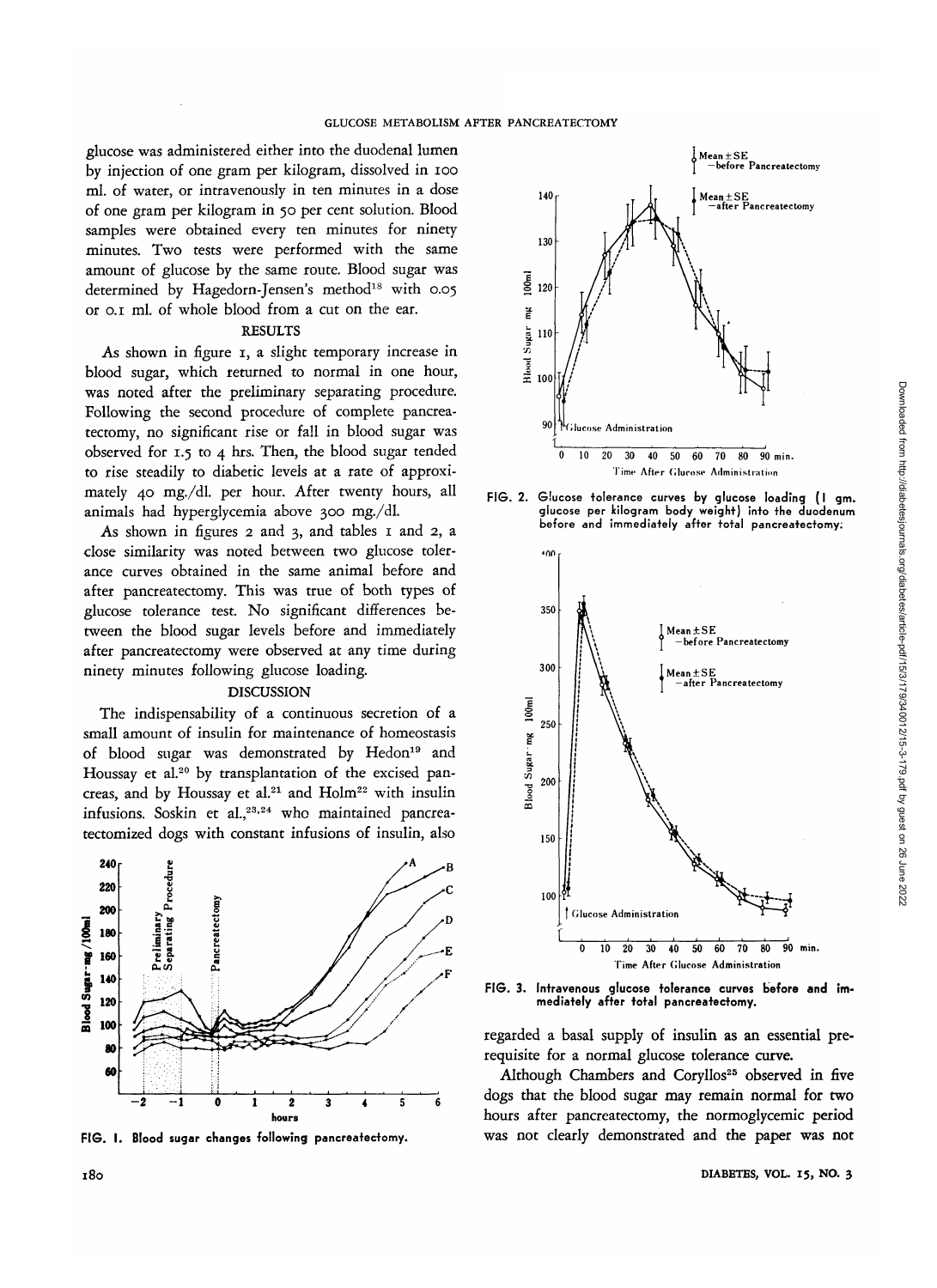glucose was administered either into the duodenal lumen by injection of one gram per kilogram, dissolved in 100 ml. of water, or intravenously in ten minutes in a dose of one gram per kilogram in 50 per cent solution. Blood samples were obtained every ten minutes for ninety minutes. Two tests were performed with the same amount of glucose by the same route. Blood sugar was determined by Hagedorn-Jensen's method[18] with 0.05 or 0.1 ml. of whole blood from a cut on the ear.

## RESULTS

As shown in figure 1, a slight temporary increase in blood sugar, which returned to normal in one hour, was noted after the preliminary separating procedure. Following the second procedure of complete pancreatectomy, no significant rise or fall in blood sugar was observed for 1.5 to 4 hrs. Then, the blood sugar tended to rise steadily to diabetic levels at a rate of approximately 40 mg./dl. per hour. After twenty hours, all animals had hyperglycemia above 300 mg./dl.

As shown in figures 2 and 3, and tables 1 and 2, a close similarity was noted between two glucose tolerance curves obtained in the same animal before and after pancreatectomy. This was true of both types of glucose tolerance test. No significant differences between the blood sugar levels before and immediately after pancreatectomy were observed at any time during ninety minutes following glucose loading.

## DISCUSSION

The indispensability of a continuous secretion of a small amount of insulin for maintenance of homeostasis of blood sugar was demonstrated by Hedon[19] and Houssay et al.[20] by transplantation of the excised pancreas, and by Houssay et al.[21] and Holm[22] with insulin infusions. Soskin et al.,[23,24] who maintained pancreatectomized dogs with constant infusions of insulin, also regarded a basal supply of insulin as an essential prerequisite for a normal glucose tolerance curve.

Although Chambers and Coryllos[25] observed in five dogs that the blood sugar may remain normal for two hours after pancreatectomy, the normoglycemic period was not clearly demonstrated and the paper was not

FIG. 1. Blood sugar changes following pancreatectomy.

FIG. 2. Glucose tolerance curves by glucose loading (1 gm. glucose per kilogram body weight) into the duodenum before and immediately after total pancreatectomy.

FIG. 3. Intravenous glucose tolerance curves before and immediately after total pancreatectomy.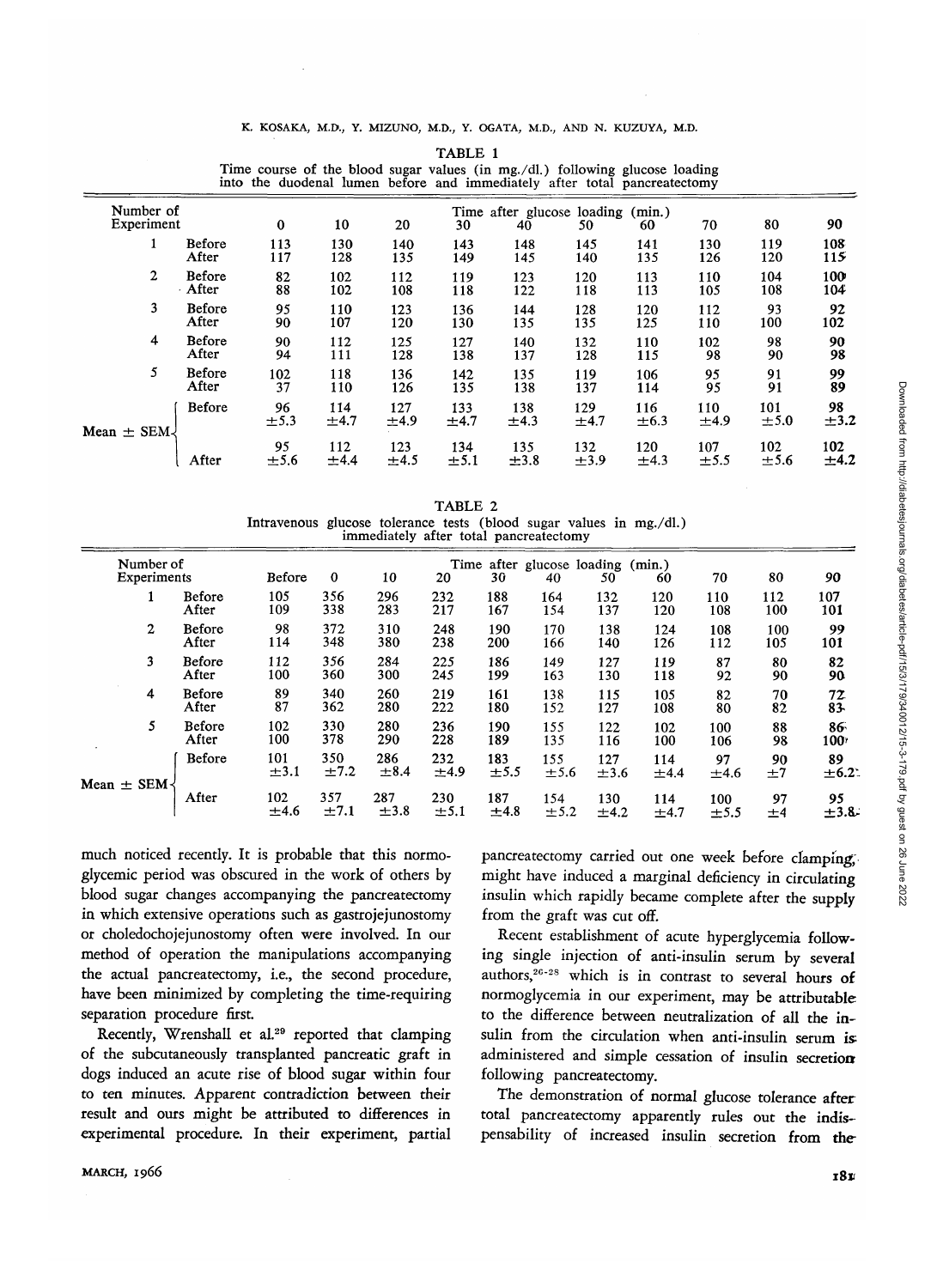TABLE 1

Time course of the blood sugar values (in mg./dl.) following glucose loading into the duodenal lumen before and immediately after total pancreatectomy

| Number of Experiment | | Time after glucose loading (min.) | | | | | | | | | |
|---|---|---|---|---|---|---|---|---|---|---|---|
| | | 0 | 10 | 20 | 30 | 40 | 50 | 60 | 70 | 80 | 90 |
| 1 | Before | 113 | 130 | 140 | 143 | 148 | 145 | 141 | 130 | 119 | 108 |
| | After | 117 | 128 | 135 | 149 | 145 | 140 | 135 | 126 | 120 | 115 |
| 2 | Before | 82 | 102 | 112 | 119 | 123 | 120 | 113 | 110 | 104 | 100 |
| | After | 88 | 102 | 108 | 118 | 122 | 118 | 113 | 105 | 108 | 104 |
| 3 | Before | 95 | 110 | 123 | 136 | 144 | 128 | 120 | 112 | 93 | 92 |
| | After | 90 | 107 | 120 | 130 | 135 | 135 | 125 | 110 | 100 | 102 |
| 4 | Before | 90 | 112 | 125 | 127 | 140 | 132 | 110 | 102 | 98 | 90 |
| | After | 94 | 111 | 128 | 138 | 137 | 128 | 115 | 98 | 90 | 98 |
| 5 | Before | 102 | 118 | 136 | 142 | 135 | 119 | 106 | 95 | 91 | 99 |
| | After | 37 | 110 | 126 | 135 | 138 | 137 | 114 | 95 | 91 | 89 |
| Mean ± SEM | Before | 96 ±5.3 | 114 ±4.7 | 127 ±4.9 | 133 ±4.7 | 138 ±4.3 | 129 ±4.7 | 116 ±6.3 | 110 ±4.9 | 101 ±5.0 | 98 ±3.2 |
| | After | 95 ±5.6 | 112 ±4.4 | 123 ±4.5 | 134 ±5.1 | 135 ±3.8 | 132 ±3.9 | 120 ±4.3 | 107 ±5.5 | 102 ±5.6 | 102 ±4.2 |

TABLE 2

Intravenous glucose tolerance tests (blood sugar values in mg./dl.) immediately after total pancreatectomy

| Number of Experiments | | Before | Time after glucose loading (min.) | | | | | | | | | |
|---|---|---|---|---|---|---|---|---|---|---|---|---|
| | | | 0 | 10 | 20 | 30 | 40 | 50 | 60 | 70 | 80 | 90 |
| 1 | Before | 105 | 356 | 296 | 232 | 188 | 164 | 132 | 120 | 110 | 112 | 107 |
| | After | 109 | 338 | 283 | 217 | 167 | 154 | 137 | 120 | 108 | 100 | 101 |
| 2 | Before | 98 | 372 | 310 | 248 | 190 | 170 | 138 | 124 | 108 | 100 | 99 |
| | After | 114 | 348 | 380 | 238 | 200 | 166 | 140 | 126 | 112 | 105 | 101 |
| 3 | Before | 112 | 356 | 284 | 225 | 186 | 149 | 127 | 119 | 87 | 80 | 82 |
| | After | 100 | 360 | 300 | 245 | 199 | 163 | 130 | 118 | 92 | 90 | 90 |
| 4 | Before | 89 | 340 | 260 | 219 | 161 | 138 | 115 | 105 | 82 | 70 | 72 |
| | After | 87 | 362 | 280 | 222 | 180 | 152 | 127 | 108 | 80 | 82 | 83 |
| 5 | Before | 102 | 330 | 280 | 236 | 190 | 155 | 122 | 102 | 100 | 88 | 86 |
| | After | 100 | 378 | 290 | 228 | 189 | 135 | 116 | 100 | 106 | 98 | 100 |
| Mean ± SEM | Before | 101 ±3.1 | 350 ±7.2 | 286 ±8.4 | 232 ±4.9 | 183 ±5.5 | 155 ±5.6 | 127 ±3.6 | 114 ±4.4 | 97 ±4.6 | 90 ±7 | 89 ±6.2 |
| | After | 102 ±4.6 | 357 ±7.1 | 287 ±3.8 | 230 ±5.1 | 187 ±4.8 | 154 ±5.2 | 130 ±4.2 | 114 ±4.7 | 100 ±5.5 | 97 ±4 | 95 ±3.8 |

much noticed recently. It is probable that this normoglycemic period was obscured in the work of others by blood sugar changes accompanying the pancreatectomy in which extensive operations such as gastrojejunostomy or choledochojejunostomy often were involved. In our method of operation the manipulations accompanying the actual pancreatectomy, i.e., the second procedure, have been minimized by completing the time-requiring separation procedure first.

Recently, Wrenshall et al.[29] reported that clamping of the subcutaneously transplanted pancreatic graft in dogs induced an acute rise of blood sugar within four to ten minutes. Apparent contradiction between their result and ours might be attributed to differences in experimental procedure. In their experiment, partial pancreatectomy carried out one week before clamping, might have induced a marginal deficiency in circulating insulin which rapidly became complete after the supply from the graft was cut off.

Recent establishment of acute hyperglycemia following single injection of anti-insulin serum by several authors,[26-28] which is in contrast to several hours of normoglycemia in our experiment, may be attributable to the difference between neutralization of all the insulin from the circulation when anti-insulin serum is administered and simple cessation of insulin secretion following pancreatectomy.

The demonstration of normal glucose tolerance after total pancreatectomy apparently rules out the indispensability of increased insulin secretion from the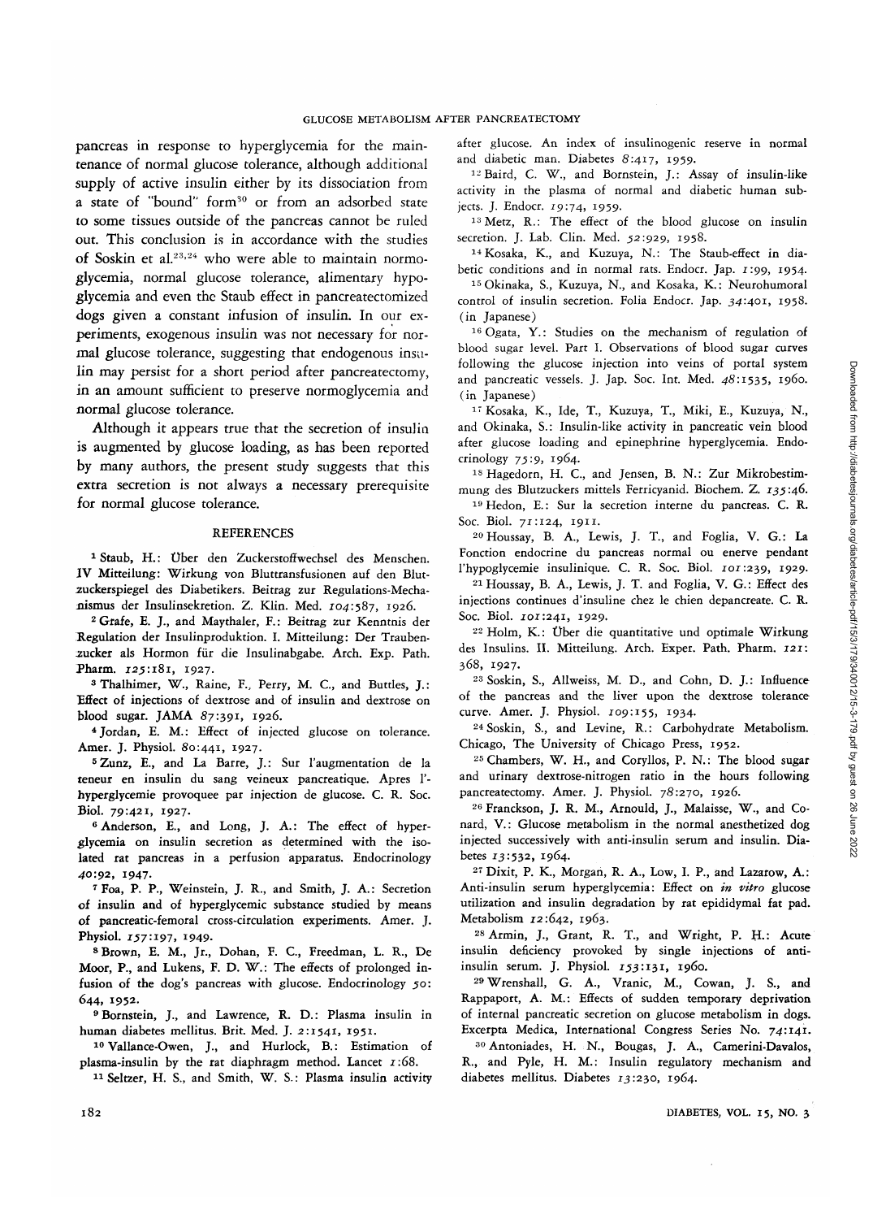pancreas in response to hyperglycemia for the maintenance of normal glucose tolerance, although additional supply of active insulin either by its dissociation from a state of "bound" form[30] or from an adsorbed state to some tissues outside of the pancreas cannot be ruled out. This conclusion is in accordance with the studies of Soskin et al.[23,24] who were able to maintain normoglycemia, normal glucose tolerance, alimentary hypoglycemia and even the Staub effect in pancreatectomized dogs given a constant infusion of insulin. In our experiments, exogenous insulin was not necessary for normal glucose tolerance, suggesting that endogenous insulin may persist for a short period after pancreatectomy, in an amount sufficient to preserve normoglycemia and normal glucose tolerance.

Although it appears true that the secretion of insulin is augmented by glucose loading, as has been reported by many authors, the present study suggests that this extra secretion is not always a necessary prerequisite for normal glucose tolerance.

## REFERENCES

[1] Staub, H.: Über den Zuckerstoffwechsel des Menschen. IV Mitteilung: Wirkung von Bluttransfusionen auf den Blutzuckerspiegel des Diabetikers. Beitrag zur Regulations-Mechanismus der Insulinsekretion. Z. Klin. Med. *104*:587, 1926.

[2] Grafe, E. J., and Maythaler, F.: Beitrag zur Kenntnis der Regulation der Insulinproduktion. I. Mitteilung: Der Traubenzucker als Hormon für die Insulinabgabe. Arch. Exp. Path. Pharm. *125*:181, 1927.

[3] Thalhimer, W., Raine, F., Perry, M. C., and Buttles, J.: Effect of injections of dextrose and of insulin and dextrose on blood sugar. JAMA *87*:391, 1926.

[4] Jordan, E. M.: Effect of injected glucose on tolerance. Amer. J. Physiol. *80*:441, 1927.

[5] Zunz, E., and La Barre, J.: Sur l'augmentation de la teneur en insulin du sang veineux pancreatique. Apres l'-hyperglycemie provoquee par injection de glucose. C. R. Soc. Biol. *79*:421, 1927.

[6] Anderson, E., and Long, J. A.: The effect of hyperglycemia on insulin secretion as determined with the isolated rat pancreas in a perfusion apparatus. Endocrinology *40*:92, 1947.

[7] Foa, P. P., Weinstein, J. R., and Smith, J. A.: Secretion of insulin and of hyperglycemic substance studied by means of pancreatic-femoral cross-circulation experiments. Amer. J. Physiol. *157*:197, 1949.

[8] Brown, E. M., Jr., Dohan, F. C., Freedman, L. R., De Moor, P., and Lukens, F. D. W.: The effects of prolonged infusion of the dog's pancreas with glucose. Endocrinology *50*:644, 1952.

[9] Bornstein, J., and Lawrence, R. D.: Plasma insulin in human diabetes mellitus. Brit. Med. J. *2*:1541, 1951.

[10] Vallance-Owen, J., and Hurlock, B.: Estimation of plasma-insulin by the rat diaphragm method. Lancet *1*:68.

[11] Seltzer, H. S., and Smith, W. S.: Plasma insulin activity after glucose. An index of insulinogenic reserve in normal and diabetic man. Diabetes *8*:417, 1959.

[12] Baird, C. W., and Bornstein, J.: Assay of insulin-like activity in the plasma of normal and diabetic human subjects. J. Endocr. *19*:74, 1959.

[13] Metz, R.: The effect of the blood glucose on insulin secretion. J. Lab. Clin. Med. *52*:929, 1958.

[14] Kosaka, K., and Kuzuya, N.: The Staub-effect in diabetic conditions and in normal rats. Endocr. Jap. *1*:99, 1954.

[15] Okinaka, S., Kuzuya, N., and Kosaka, K.: Neurohumoral control of insulin secretion. Folia Endocr. Jap. *34*:401, 1958. (in Japanese)

[16] Ogata, Y.: Studies on the mechanism of regulation of blood sugar level. Part I. Observations of blood sugar curves following the glucose injection into veins of portal system and pancreatic vessels. J. Jap. Soc. Int. Med. *48*:1535, 1960. (in Japanese)

[17] Kosaka, K., Ide, T., Kuzuya, T., Miki, E., Kuzuya, N., and Okinaka, S.: Insulin-like activity in pancreatic vein blood after glucose loading and epinephrine hyperglycemia. Endocrinology *75*:9, 1964.

[18] Hagedorn, H. C., and Jensen, B. N.: Zur Mikrobestimmung des Blutzuckers mittels Ferricyanid. Biochem. Z. *135*:46.

[19] Hedon, E.: Sur la secretion interne du pancreas. C. R. Soc. Biol. *71*:124, 1911.

[20] Houssay, B. A., Lewis, J. T., and Foglia, V. G.: La Fonction endocrine du pancreas normal ou enerve pendant l'hypoglycemie insulinique. C. R. Soc. Biol. *101*:239, 1929.

[21] Houssay, B. A., Lewis, J. T. and Foglia, V. G.: Effect des injections continues d'insuline chez le chien depancreate. C. R. Soc. Biol. *101*:241, 1929.

[22] Holm, K.: Über die quantitative und optimale Wirkung des Insulins. II. Mitteilung. Arch. Exper. Path. Pharm. *121*:368, 1927.

[23] Soskin, S., Allweiss, M. D., and Cohn, D. J.: Influence of the pancreas and the liver upon the dextrose tolerance curve. Amer. J. Physiol. *109*:155, 1934.

[24] Soskin, S., and Levine, R.: Carbohydrate Metabolism. Chicago, The University of Chicago Press, 1952.

[25] Chambers, W. H., and Coryllos, P. N.: The blood sugar and urinary dextrose-nitrogen ratio in the hours following pancreatectomy. Amer. J. Physiol. *78*:270, 1926.

[26] Franckson, J. R. M., Arnould, J., Malaisse, W., and Conard, V.: Glucose metabolism in the normal anesthetized dog injected successively with anti-insulin serum and insulin. Diabetes *13*:532, 1964.

[27] Dixit, P. K., Morgan, R. A., Low, I. P., and Lazarow, A.: Anti-insulin serum hyperglycemia: Effect on *in vitro* glucose utilization and insulin degradation by rat epididymal fat pad. Metabolism *12*:642, 1963.

[28] Armin, J., Grant, R. T., and Wright, P. H.: Acute insulin deficiency provoked by single injections of anti-insulin serum. J. Physiol. *153*:131, 1960.

[29] Wrenshall, G. A., Vranic, M., Cowan, J. S., and Rappaport, A. M.: Effects of sudden temporary deprivation of internal pancreatic secretion on glucose metabolism in dogs. Excerpta Medica, International Congress Series No. *74*:141.

[30] Antoniades, H. N., Bougas, J. A., Camerini-Davalos, R., and Pyle, H. M.: Insulin regulatory mechanism and diabetes mellitus. Diabetes *13*:230, 1964.